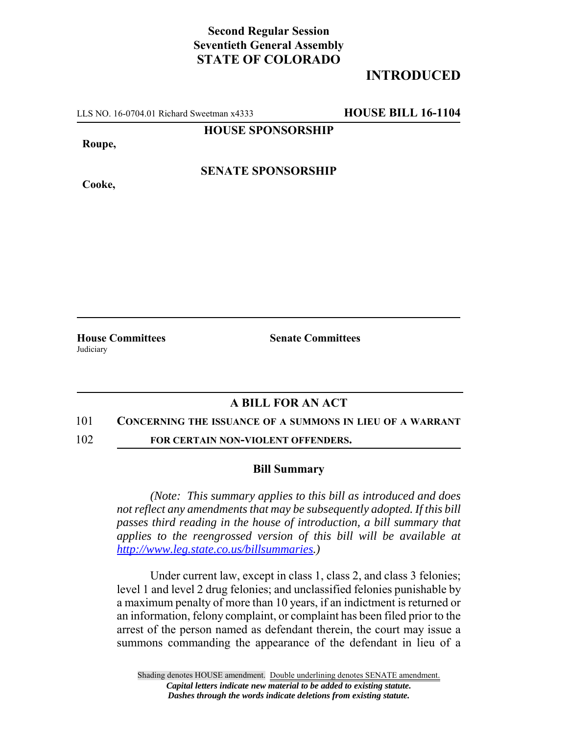**Second Regular Session**
**Seventieth General Assembly**
**STATE OF COLORADO**

# INTRODUCED

LLS NO. 16-0704.01 Richard Sweetman x4333 **HOUSE BILL 16-1104**

**HOUSE SPONSORSHIP**

**Roupe,**

**SENATE SPONSORSHIP**

**Cooke,**

**House Committees**
Judiciary

**Senate Committees**

## A BILL FOR AN ACT

101 **CONCERNING THE ISSUANCE OF A SUMMONS IN LIEU OF A WARRANT**
102 **FOR CERTAIN NON-VIOLENT OFFENDERS.**

### Bill Summary

*(Note: This summary applies to this bill as introduced and does not reflect any amendments that may be subsequently adopted. If this bill passes third reading in the house of introduction, a bill summary that applies to the reengrossed version of this bill will be available at http://www.leg.state.co.us/billsummaries.)*

Under current law, except in class 1, class 2, and class 3 felonies; level 1 and level 2 drug felonies; and unclassified felonies punishable by a maximum penalty of more than 10 years, if an indictment is returned or an information, felony complaint, or complaint has been filed prior to the arrest of the person named as defendant therein, the court may issue a summons commanding the appearance of the defendant in lieu of a

Shading denotes HOUSE amendment. Double underlining denotes SENATE amendment.
*Capital letters indicate new material to be added to existing statute.*
*Dashes through the words indicate deletions from existing statute.*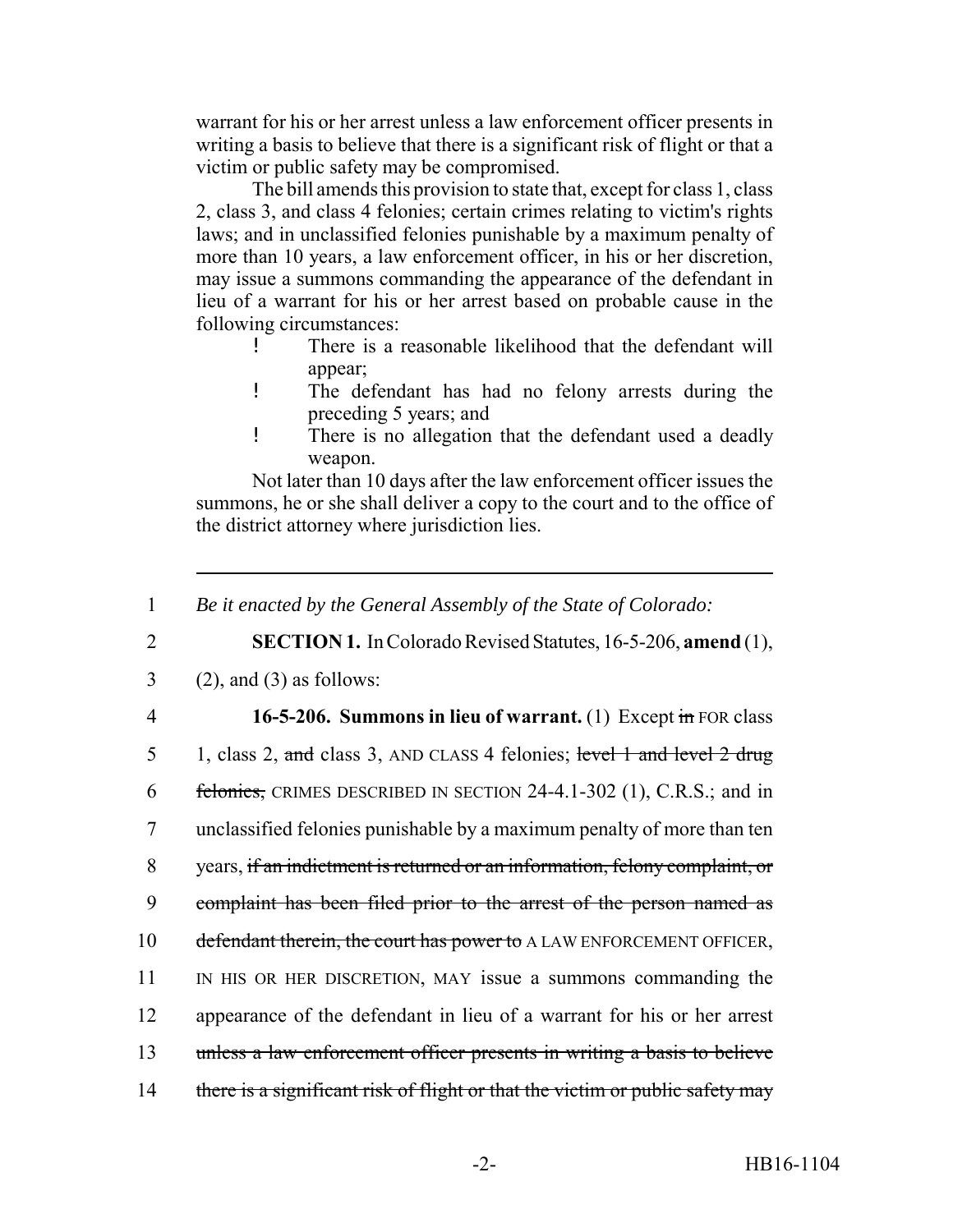warrant for his or her arrest unless a law enforcement officer presents in writing a basis to believe that there is a significant risk of flight or that a victim or public safety may be compromised.

The bill amends this provision to state that, except for class 1, class 2, class 3, and class 4 felonies; certain crimes relating to victim's rights laws; and in unclassified felonies punishable by a maximum penalty of more than 10 years, a law enforcement officer, in his or her discretion, may issue a summons commanding the appearance of the defendant in lieu of a warrant for his or her arrest based on probable cause in the following circumstances:

- There is a reasonable likelihood that the defendant will appear;
- The defendant has had no felony arrests during the preceding 5 years; and
- There is no allegation that the defendant used a deadly weapon.

Not later than 10 days after the law enforcement officer issues the summons, he or she shall deliver a copy to the court and to the office of the district attorney where jurisdiction lies.

---

1 *Be it enacted by the General Assembly of the State of Colorado:*

2 **SECTION 1.** In Colorado Revised Statutes, 16-5-206, **amend** (1),

3 (2), and (3) as follows:

4 **16-5-206. Summons in lieu of warrant.** (1) Except ~~in~~ FOR class

5 1, class 2, ~~and~~ class 3, AND CLASS 4 felonies; ~~level 1 and level 2 drug~~

6 ~~felonies,~~ CRIMES DESCRIBED IN SECTION 24-4.1-302 (1), C.R.S.; and in

7 unclassified felonies punishable by a maximum penalty of more than ten

8 years, ~~if an indictment is returned or an information, felony complaint, or~~

9 ~~complaint has been filed prior to the arrest of the person named as~~

10 ~~defendant therein, the court has power to~~ A LAW ENFORCEMENT OFFICER,

11 IN HIS OR HER DISCRETION, MAY issue a summons commanding the

12 appearance of the defendant in lieu of a warrant for his or her arrest

13 ~~unless a law enforcement officer presents in writing a basis to believe~~

14 ~~there is a significant risk of flight or that the victim or public safety may~~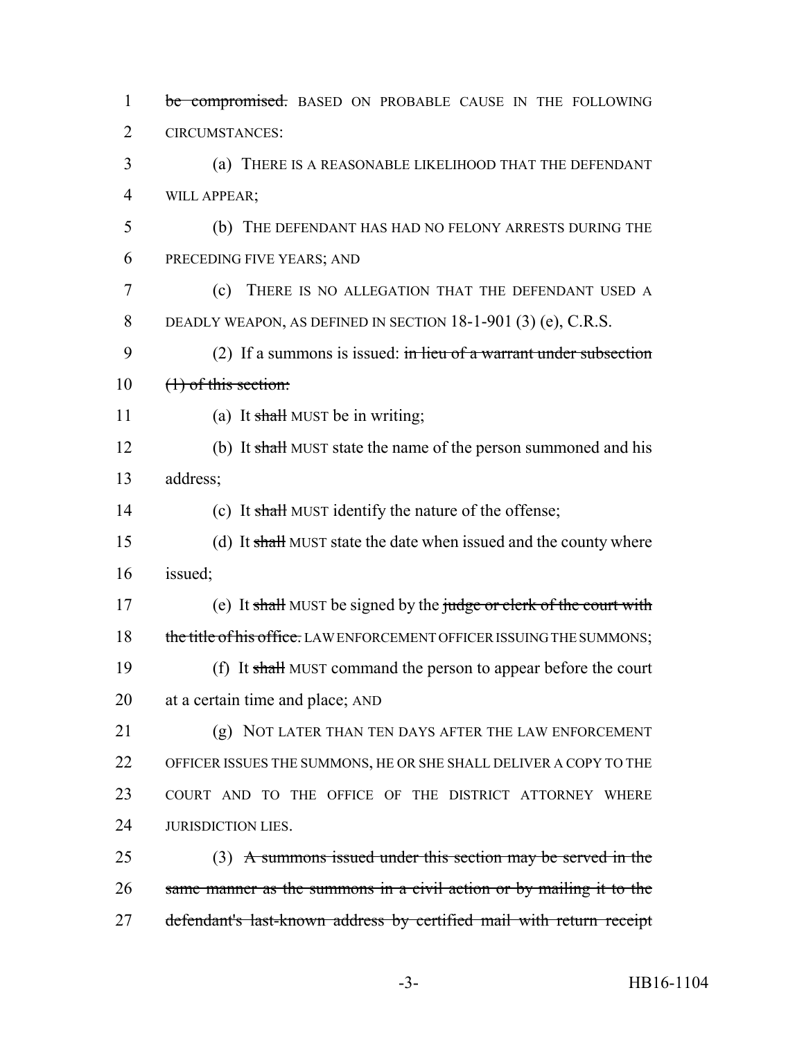be compromised. BASED ON PROBABLE CAUSE IN THE FOLLOWING CIRCUMSTANCES:

(a) THERE IS A REASONABLE LIKELIHOOD THAT THE DEFENDANT WILL APPEAR;

(b) THE DEFENDANT HAS HAD NO FELONY ARRESTS DURING THE PRECEDING FIVE YEARS; AND

(c) THERE IS NO ALLEGATION THAT THE DEFENDANT USED A DEADLY WEAPON, AS DEFINED IN SECTION 18-1-901 (3) (e), C.R.S.

(2) If a summons is issued: in lieu of a warrant under subsection (1) of this section:

(a) It shall MUST be in writing;

(b) It shall MUST state the name of the person summoned and his address;

(c) It shall MUST identify the nature of the offense;

(d) It shall MUST state the date when issued and the county where issued;

(e) It shall MUST be signed by the judge or clerk of the court with the title of his office. LAW ENFORCEMENT OFFICER ISSUING THE SUMMONS;

(f) It shall MUST command the person to appear before the court at a certain time and place; AND

(g) NOT LATER THAN TEN DAYS AFTER THE LAW ENFORCEMENT OFFICER ISSUES THE SUMMONS, HE OR SHE SHALL DELIVER A COPY TO THE COURT AND TO THE OFFICE OF THE DISTRICT ATTORNEY WHERE JURISDICTION LIES.

(3) A summons issued under this section may be served in the same manner as the summons in a civil action or by mailing it to the defendant's last-known address by certified mail with return receipt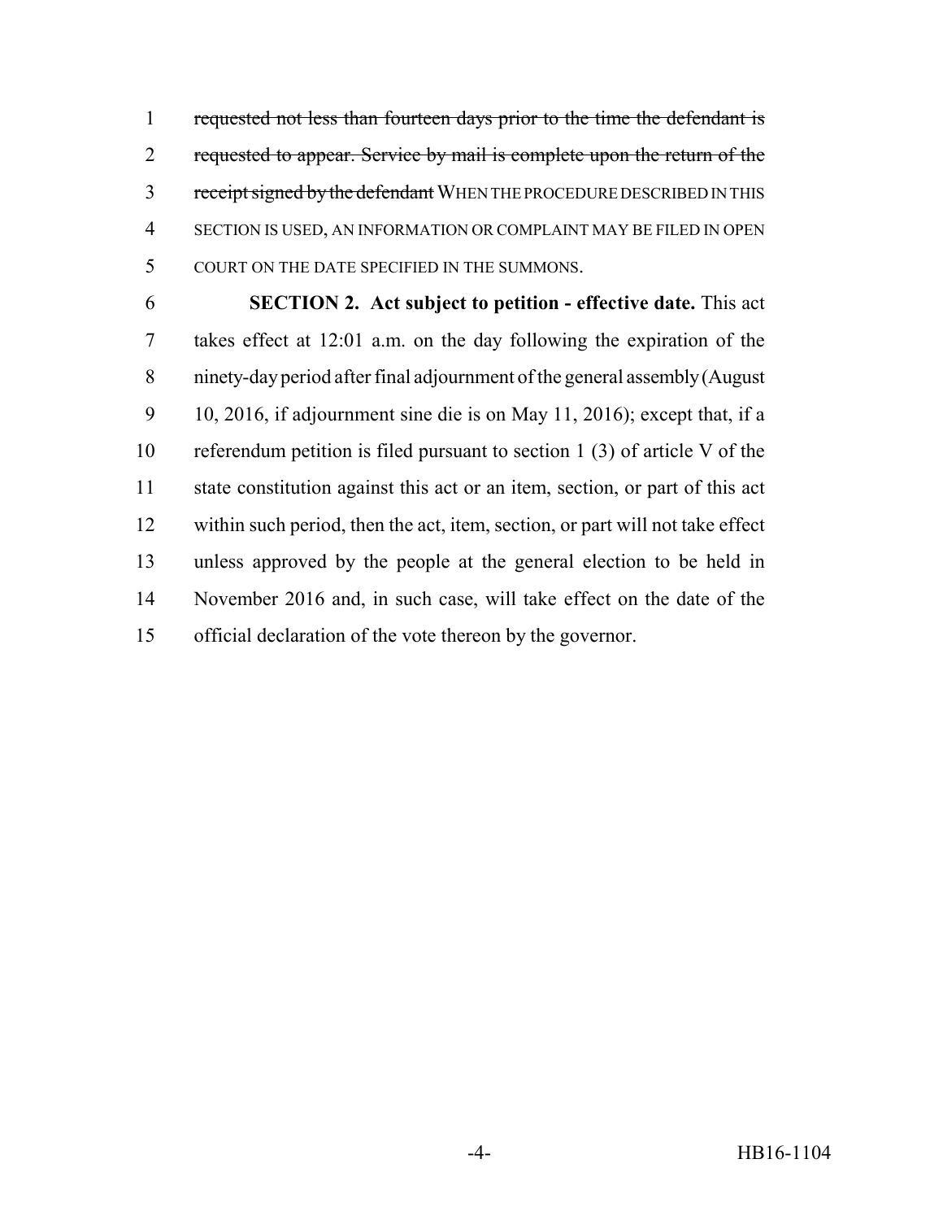~~requested not less than fourteen days prior to the time the defendant is requested to appear. Service by mail is complete upon the return of the receipt signed by the defendant~~ WHEN THE PROCEDURE DESCRIBED IN THIS SECTION IS USED, AN INFORMATION OR COMPLAINT MAY BE FILED IN OPEN COURT ON THE DATE SPECIFIED IN THE SUMMONS.

**SECTION 2. Act subject to petition - effective date.** This act takes effect at 12:01 a.m. on the day following the expiration of the ninety-day period after final adjournment of the general assembly (August 10, 2016, if adjournment sine die is on May 11, 2016); except that, if a referendum petition is filed pursuant to section 1 (3) of article V of the state constitution against this act or an item, section, or part of this act within such period, then the act, item, section, or part will not take effect unless approved by the people at the general election to be held in November 2016 and, in such case, will take effect on the date of the official declaration of the vote thereon by the governor.